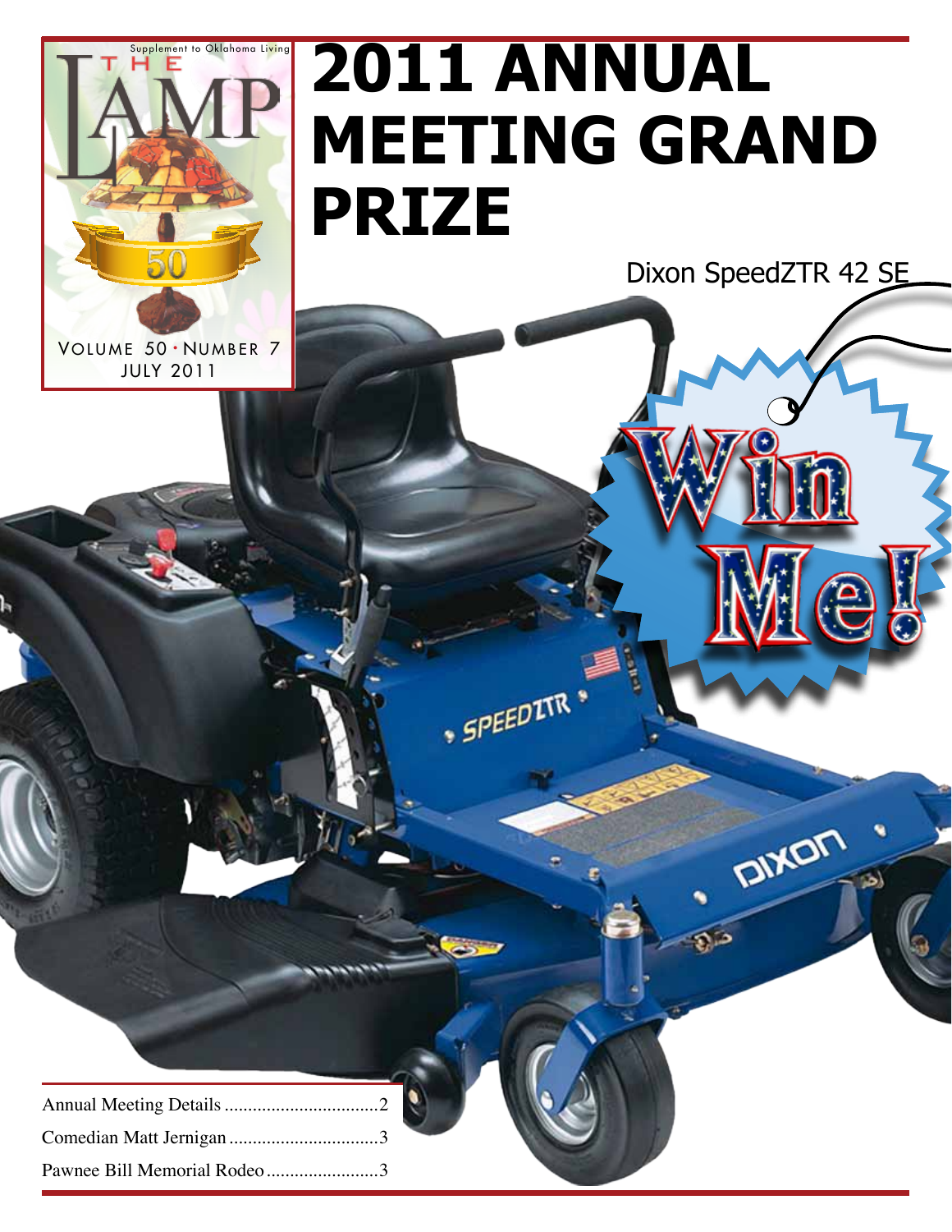Supplement to Oklahoma Living

THE LAMP

VOLUME 50 · NUMBER 7
JULY 2011

# 2011 ANNUAL MEETING GRAND PRIZE

Dixon SpeedZTR 42 SE

Win Me!

| | |
|---|---|
| Annual Meeting Details | 2 |
| Comedian Matt Jernigan | 3 |
| Pawnee Bill Memorial Rodeo | 3 |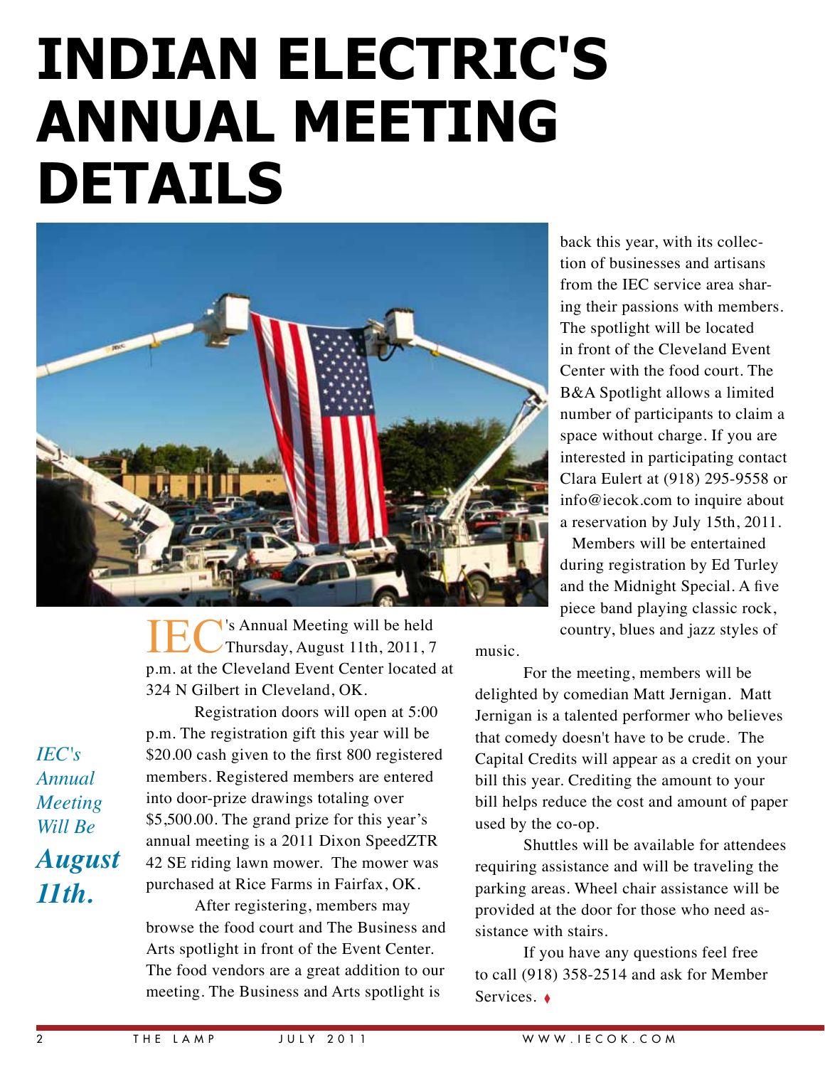# INDIAN ELECTRIC'S ANNUAL MEETING DETAILS

*IEC's Annual Meeting Will Be* ***August 11th.***

IEC's Annual Meeting will be held Thursday, August 11th, 2011, 7 p.m. at the Cleveland Event Center located at 324 N Gilbert in Cleveland, OK.

Registration doors will open at 5:00 p.m. The registration gift this year will be $20.00 cash given to the first 800 registered members. Registered members are entered into door-prize drawings totaling over $5,500.00. The grand prize for this year's annual meeting is a 2011 Dixon SpeedZTR 42 SE riding lawn mower. The mower was purchased at Rice Farms in Fairfax, OK.

After registering, members may browse the food court and The Business and Arts spotlight in front of the Event Center. The food vendors are a great addition to our meeting. The Business and Arts spotlight is back this year, with its collection of businesses and artisans from the IEC service area sharing their passions with members. The spotlight will be located in front of the Cleveland Event Center with the food court. The B&A Spotlight allows a limited number of participants to claim a space without charge. If you are interested in participating contact Clara Eulert at (918) 295-9558 or info@iecok.com to inquire about a reservation by July 15th, 2011.

Members will be entertained during registration by Ed Turley and the Midnight Special. A five piece band playing classic rock, country, blues and jazz styles of music.

For the meeting, members will be delighted by comedian Matt Jernigan. Matt Jernigan is a talented performer who believes that comedy doesn't have to be crude. The Capital Credits will appear as a credit on your bill this year. Crediting the amount to your bill helps reduce the cost and amount of paper used by the co-op.

Shuttles will be available for attendees requiring assistance and will be traveling the parking areas. Wheel chair assistance will be provided at the door for those who need assistance with stairs.

If you have any questions feel free to call (918) 358-2514 and ask for Member Services. ♦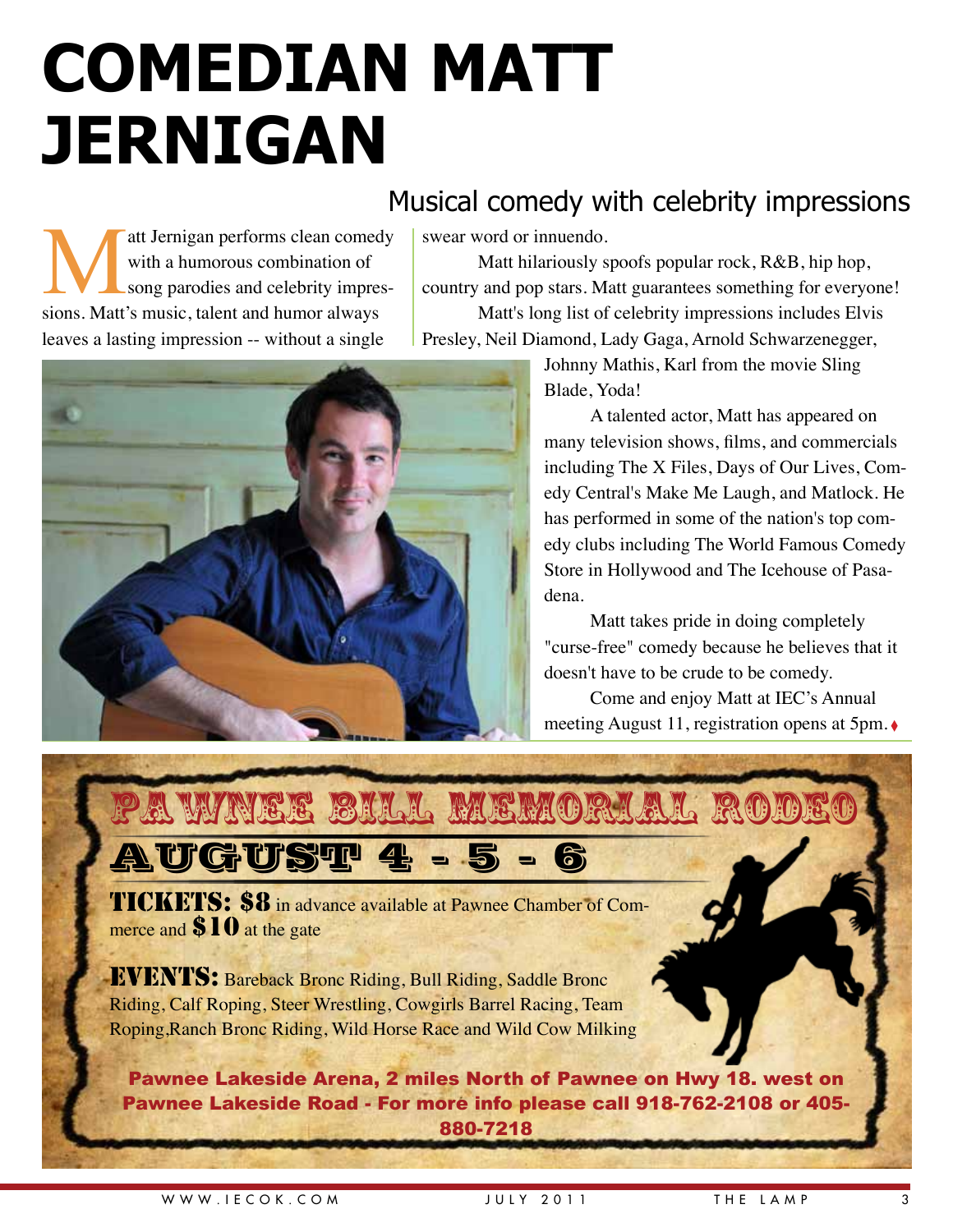# COMEDIAN MATT JERNIGAN

## Musical comedy with celebrity impressions

Matt Jernigan performs clean comedy with a humorous combination of song parodies and celebrity impressions. Matt's music, talent and humor always leaves a lasting impression -- without a single swear word or innuendo.

Matt hilariously spoofs popular rock, R&B, hip hop, country and pop stars. Matt guarantees something for everyone!

Matt's long list of celebrity impressions includes Elvis Presley, Neil Diamond, Lady Gaga, Arnold Schwarzenegger, Johnny Mathis, Karl from the movie Sling Blade, Yoda!

A talented actor, Matt has appeared on many television shows, films, and commercials including The X Files, Days of Our Lives, Comedy Central's Make Me Laugh, and Matlock. He has performed in some of the nation's top comedy clubs including The World Famous Comedy Store in Hollywood and The Icehouse of Pasadena.

Matt takes pride in doing completely "curse-free" comedy because he believes that it doesn't have to be crude to be comedy.

Come and enjoy Matt at IEC's Annual meeting August 11, registration opens at 5pm.

# PAWNEE BILL MEMORIAL RODEO

## AUGUST 4 - 5 - 6

**TICKETS: $8** in advance available at Pawnee Chamber of Commerce and **$10** at the gate

**EVENTS:** Bareback Bronc Riding, Bull Riding, Saddle Bronc Riding, Calf Roping, Steer Wrestling, Cowgirls Barrel Racing, Team Roping,Ranch Bronc Riding, Wild Horse Race and Wild Cow Milking

**Pawnee Lakeside Arena, 2 miles North of Pawnee on Hwy 18. west on Pawnee Lakeside Road - For more info please call 918-762-2108 or 405-880-7218**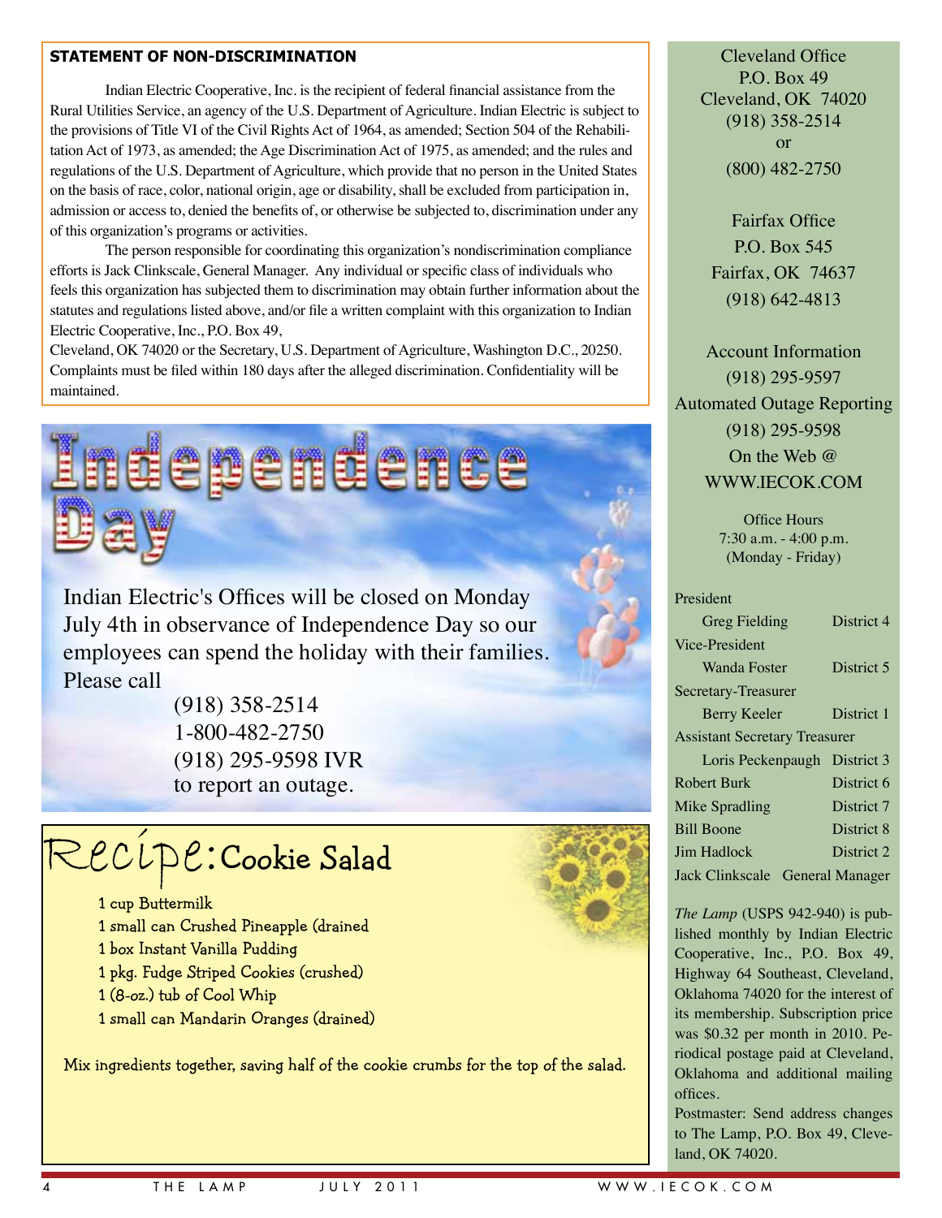**STATEMENT OF NON-DISCRIMINATION**

Indian Electric Cooperative, Inc. is the recipient of federal financial assistance from the Rural Utilities Service, an agency of the U.S. Department of Agriculture. Indian Electric is subject to the provisions of Title VI of the Civil Rights Act of 1964, as amended; Section 504 of the Rehabilitation Act of 1973, as amended; the Age Discrimination Act of 1975, as amended; and the rules and regulations of the U.S. Department of Agriculture, which provide that no person in the United States on the basis of race, color, national origin, age or disability, shall be excluded from participation in, admission or access to, denied the benefits of, or otherwise be subjected to, discrimination under any of this organization's programs or activities.

The person responsible for coordinating this organization's nondiscrimination compliance efforts is Jack Clinkscale, General Manager. Any individual or specific class of individuals who feels this organization has subjected them to discrimination may obtain further information about the statutes and regulations listed above, and/or file a written complaint with this organization to Indian Electric Cooperative, Inc., P.O. Box 49, Cleveland, OK 74020 or the Secretary, U.S. Department of Agriculture, Washington D.C., 20250. Complaints must be filed within 180 days after the alleged discrimination. Confidentiality will be maintained.

# Independence Day

Indian Electric's Offices will be closed on Monday July 4th in observance of Independence Day so our employees can spend the holiday with their families. Please call

(918) 358-2514
1-800-482-2750
(918) 295-9598 IVR
to report an outage.

## Recipe: Cookie Salad

- 1 cup Buttermilk
- 1 small can Crushed Pineapple (drained
- 1 box Instant Vanilla Pudding
- 1 pkg. Fudge Striped Cookies (crushed)
- 1 (8-oz.) tub of Cool Whip
- 1 small can Mandarin Oranges (drained)

Mix ingredients together, saving half of the cookie crumbs for the top of the salad.

Cleveland Office
P.O. Box 49
Cleveland, OK 74020
(918) 358-2514
or
(800) 482-2750

Fairfax Office
P.O. Box 545
Fairfax, OK 74637
(918) 642-4813

Account Information
(918) 295-9597
Automated Outage Reporting
(918) 295-9598
On the Web @
WWW.IECOK.COM

Office Hours
7:30 a.m. - 4:00 p.m.
(Monday - Friday)

| | |
|---|---|
| President | |
| Greg Fielding | District 4 |
| Vice-President | |
| Wanda Foster | District 5 |
| Secretary-Treasurer | |
| Berry Keeler | District 1 |
| Assistant Secretary Treasurer | |
| Loris Peckenpaugh | District 3 |
| Robert Burk | District 6 |
| Mike Spradling | District 7 |
| Bill Boone | District 8 |
| Jim Hadlock | District 2 |
| Jack Clinkscale | General Manager |

*The Lamp* (USPS 942-940) is published monthly by Indian Electric Cooperative, Inc., P.O. Box 49, Highway 64 Southeast, Cleveland, Oklahoma 74020 for the interest of its membership. Subscription price was $0.32 per month in 2010. Periodical postage paid at Cleveland, Oklahoma and additional mailing offices.

Postmaster: Send address changes to The Lamp, P.O. Box 49, Cleveland, OK 74020.